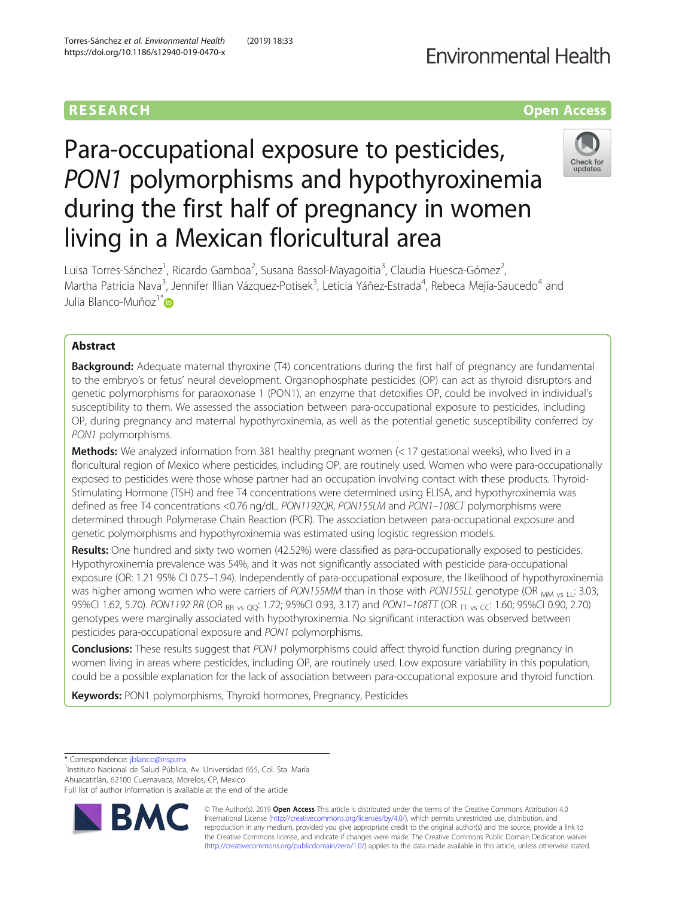# Para-occupational exposure to pesticides, *PON1* polymorphisms and hypothyroxinemia during the first half of pregnancy in women living in a Mexican floricultural area

Luisa Torres-Sánchez[1], Ricardo Gamboa[2], Susana Bassol-Mayagoitia[3], Claudia Huesca-Gómez[2], Martha Patricia Nava[3], Jennifer Illian Vázquez-Potisek[3], Leticia Yáñez-Estrada[4], Rebeca Mejía-Saucedo[4] and Julia Blanco-Muñoz[1*]

## Abstract

**Background:** Adequate maternal thyroxine (T4) concentrations during the first half of pregnancy are fundamental to the embryo's or fetus' neural development. Organophosphate pesticides (OP) can act as thyroid disruptors and genetic polymorphisms for paraoxonase 1 (PON1), an enzyme that detoxifies OP, could be involved in individual's susceptibility to them. We assessed the association between para-occupational exposure to pesticides, including OP, during pregnancy and maternal hypothyroxinemia, as well as the potential genetic susceptibility conferred by *PON1* polymorphisms.

**Methods:** We analyzed information from 381 healthy pregnant women (< 17 gestational weeks), who lived in a floricultural region of Mexico where pesticides, including OP, are routinely used. Women who were para-occupationally exposed to pesticides were those whose partner had an occupation involving contact with these products. Thyroid-Stimulating Hormone (TSH) and free T4 concentrations were determined using ELISA, and hypothyroxinemia was defined as free T4 concentrations <0.76 ng/dL. *PON1192QR*, *PON155LM* and *PON1–108CT* polymorphisms were determined through Polymerase Chain Reaction (PCR). The association between para-occupational exposure and genetic polymorphisms and hypothyroxinemia was estimated using logistic regression models.

**Results:** One hundred and sixty two women (42.52%) were classified as para-occupationally exposed to pesticides. Hypothyroxinemia prevalence was 54%, and it was not significantly associated with pesticide para-occupational exposure (OR: 1.21 95% CI 0.75–1.94). Independently of para-occupational exposure, the likelihood of hypothyroxinemia was higher among women who were carriers of *PON155MM* than in those with *PON155LL* genotype ($OR_{MM\ vs\ LL}$: 3.03; 95%CI 1.62, 5.70). *PON1192 RR* ($OR_{RR\ vs\ QQ}$: 1.72; 95%CI 0.93, 3.17) and *PON1–108TT* ($OR_{TT\ vs\ CC}$: 1.60; 95%CI 0.90, 2.70) genotypes were marginally associated with hypothyroxinemia. No significant interaction was observed between pesticides para-occupational exposure and *PON1* polymorphisms.

**Conclusions:** These results suggest that *PON1* polymorphisms could affect thyroid function during pregnancy in women living in areas where pesticides, including OP, are routinely used. Low exposure variability in this population, could be a possible explanation for the lack of association between para-occupational exposure and thyroid function.

**Keywords:** PON1 polymorphisms, Thyroid hormones, Pregnancy, Pesticides

---

* Correspondence: jblanco@insp.mx
[1]Instituto Nacional de Salud Pública, Av. Universidad 655, Col. Sta. María Ahuacatitlán, 62100 Cuernavaca, Morelos, CP, Mexico
Full list of author information is available at the end of the article

© The Author(s). 2019 **Open Access** This article is distributed under the terms of the Creative Commons Attribution 4.0 International License (http://creativecommons.org/licenses/by/4.0/), which permits unrestricted use, distribution, and reproduction in any medium, provided you give appropriate credit to the original author(s) and the source, provide a link to the Creative Commons license, and indicate if changes were made. The Creative Commons Public Domain Dedication waiver (http://creativecommons.org/publicdomain/zero/1.0/) applies to the data made available in this article, unless otherwise stated.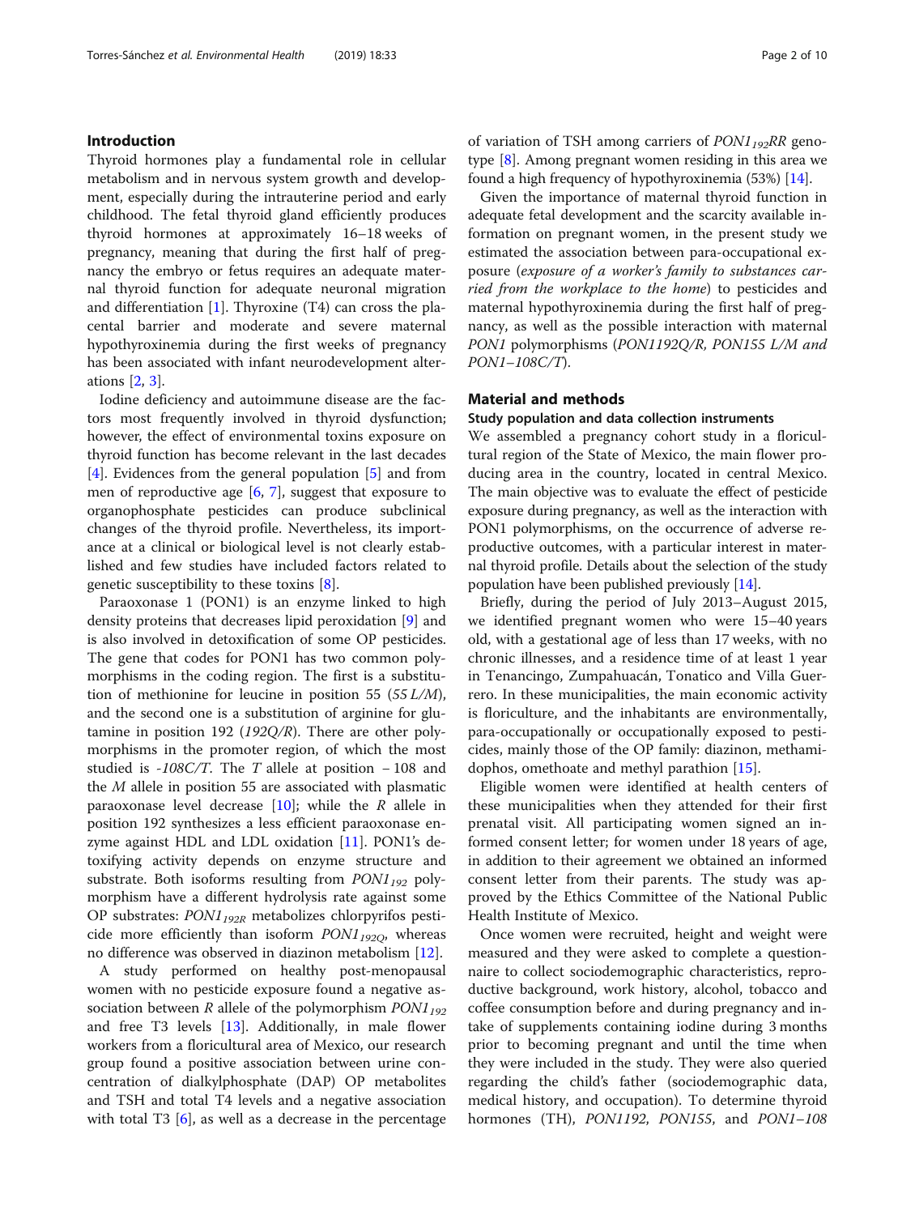## Introduction

Thyroid hormones play a fundamental role in cellular metabolism and in nervous system growth and development, especially during the intrauterine period and early childhood. The fetal thyroid gland efficiently produces thyroid hormones at approximately 16–18 weeks of pregnancy, meaning that during the first half of pregnancy the embryo or fetus requires an adequate maternal thyroid function for adequate neuronal migration and differentiation [1]. Thyroxine (T4) can cross the placental barrier and moderate and severe maternal hypothyroxinemia during the first weeks of pregnancy has been associated with infant neurodevelopment alterations [2, 3].

Iodine deficiency and autoimmune disease are the factors most frequently involved in thyroid dysfunction; however, the effect of environmental toxins exposure on thyroid function has become relevant in the last decades [4]. Evidences from the general population [5] and from men of reproductive age [6, 7], suggest that exposure to organophosphate pesticides can produce subclinical changes of the thyroid profile. Nevertheless, its importance at a clinical or biological level is not clearly established and few studies have included factors related to genetic susceptibility to these toxins [8].

Paraoxonase 1 (PON1) is an enzyme linked to high density proteins that decreases lipid peroxidation [9] and is also involved in detoxification of some OP pesticides. The gene that codes for PON1 has two common polymorphisms in the coding region. The first is a substitution of methionine for leucine in position 55 (*55 L/M*), and the second one is a substitution of arginine for glutamine in position 192 (*192Q/R*). There are other polymorphisms in the promoter region, of which the most studied is *-108C/T*. The *T* allele at position − 108 and the *M* allele in position 55 are associated with plasmatic paraoxonase level decrease [10]; while the *R* allele in position 192 synthesizes a less efficient paraoxonase enzyme against HDL and LDL oxidation [11]. PON1's detoxifying activity depends on enzyme structure and substrate. Both isoforms resulting from $PON1_{192}$ polymorphism have a different hydrolysis rate against some OP substrates: $PON1_{192R}$ metabolizes chlorpyrifos pesticide more efficiently than isoform $PON1_{192Q}$, whereas no difference was observed in diazinon metabolism [12].

A study performed on healthy post-menopausal women with no pesticide exposure found a negative association between *R* allele of the polymorphism $PON1_{192}$ and free T3 levels [13]. Additionally, in male flower workers from a floricultural area of Mexico, our research group found a positive association between urine concentration of dialkylphosphate (DAP) OP metabolites and TSH and total T4 levels and a negative association with total T3 [6], as well as a decrease in the percentage of variation of TSH among carriers of $PON1_{192}RR$ genotype [8]. Among pregnant women residing in this area we found a high frequency of hypothyroxinemia (53%) [14].

Given the importance of maternal thyroid function in adequate fetal development and the scarcity available information on pregnant women, in the present study we estimated the association between para-occupational exposure (*exposure of a worker's family to substances carried from the workplace to the home*) to pesticides and maternal hypothyroxinemia during the first half of pregnancy, as well as the possible interaction with maternal *PON1* polymorphisms (*PON1192Q/R, PON155 L/M and PON1–108C/T*).

## Material and methods

### Study population and data collection instruments

We assembled a pregnancy cohort study in a floricultural region of the State of Mexico, the main flower producing area in the country, located in central Mexico. The main objective was to evaluate the effect of pesticide exposure during pregnancy, as well as the interaction with PON1 polymorphisms, on the occurrence of adverse reproductive outcomes, with a particular interest in maternal thyroid profile. Details about the selection of the study population have been published previously [14].

Briefly, during the period of July 2013–August 2015, we identified pregnant women who were 15–40 years old, with a gestational age of less than 17 weeks, with no chronic illnesses, and a residence time of at least 1 year in Tenancingo, Zumpahuacán, Tonatico and Villa Guerrero. In these municipalities, the main economic activity is floriculture, and the inhabitants are environmentally, para-occupationally or occupationally exposed to pesticides, mainly those of the OP family: diazinon, methamidophos, omethoate and methyl parathion [15].

Eligible women were identified at health centers of these municipalities when they attended for their first prenatal visit. All participating women signed an informed consent letter; for women under 18 years of age, in addition to their agreement we obtained an informed consent letter from their parents. The study was approved by the Ethics Committee of the National Public Health Institute of Mexico.

Once women were recruited, height and weight were measured and they were asked to complete a questionnaire to collect sociodemographic characteristics, reproductive background, work history, alcohol, tobacco and coffee consumption before and during pregnancy and intake of supplements containing iodine during 3 months prior to becoming pregnant and until the time when they were included in the study. They were also queried regarding the child's father (sociodemographic data, medical history, and occupation). To determine thyroid hormones (TH), *PON1192*, *PON155*, and *PON1–108*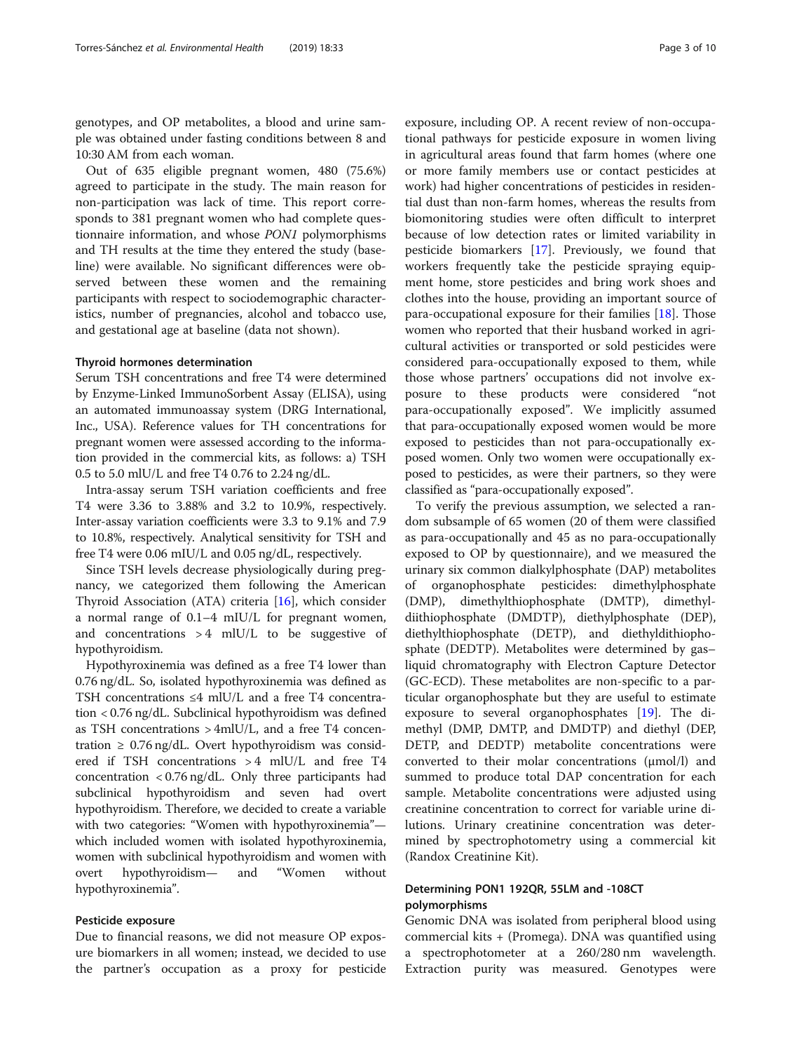genotypes, and OP metabolites, a blood and urine sample was obtained under fasting conditions between 8 and 10:30 AM from each woman.

Out of 635 eligible pregnant women, 480 (75.6%) agreed to participate in the study. The main reason for non-participation was lack of time. This report corresponds to 381 pregnant women who had complete questionnaire information, and whose *PON1* polymorphisms and TH results at the time they entered the study (baseline) were available. No significant differences were observed between these women and the remaining participants with respect to sociodemographic characteristics, number of pregnancies, alcohol and tobacco use, and gestational age at baseline (data not shown).

### Thyroid hormones determination

Serum TSH concentrations and free T4 were determined by Enzyme-Linked ImmunoSorbent Assay (ELISA), using an automated immunoassay system (DRG International, Inc., USA). Reference values for TH concentrations for pregnant women were assessed according to the information provided in the commercial kits, as follows: a) TSH 0.5 to 5.0 mlU/L and free T4 0.76 to 2.24 ng/dL.

Intra-assay serum TSH variation coefficients and free T4 were 3.36 to 3.88% and 3.2 to 10.9%, respectively. Inter-assay variation coefficients were 3.3 to 9.1% and 7.9 to 10.8%, respectively. Analytical sensitivity for TSH and free T4 were 0.06 mIU/L and 0.05 ng/dL, respectively.

Since TSH levels decrease physiologically during pregnancy, we categorized them following the American Thyroid Association (ATA) criteria [16], which consider a normal range of 0.1–4 mIU/L for pregnant women, and concentrations > 4 mIU/L to be suggestive of hypothyroidism.

Hypothyroxinemia was defined as a free T4 lower than 0.76 ng/dL. So, isolated hypothyroxinemia was defined as TSH concentrations ≤4 mlU/L and a free T4 concentration < 0.76 ng/dL. Subclinical hypothyroidism was defined as TSH concentrations > 4mlU/L, and a free T4 concentration ≥ 0.76 ng/dL. Overt hypothyroidism was considered if TSH concentrations > 4 mlU/L and free T4 concentration < 0.76 ng/dL. Only three participants had subclinical hypothyroidism and seven had overt hypothyroidism. Therefore, we decided to create a variable with two categories: "Women with hypothyroxinemia"—which included women with isolated hypothyroxinemia, women with subclinical hypothyroidism and women with overt hypothyroidism— and "Women without hypothyroxinemia".

### Pesticide exposure

Due to financial reasons, we did not measure OP exposure biomarkers in all women; instead, we decided to use the partner's occupation as a proxy for pesticide exposure, including OP. A recent review of non-occupational pathways for pesticide exposure in women living in agricultural areas found that farm homes (where one or more family members use or contact pesticides at work) had higher concentrations of pesticides in residential dust than non-farm homes, whereas the results from biomonitoring studies were often difficult to interpret because of low detection rates or limited variability in pesticide biomarkers [17]. Previously, we found that workers frequently take the pesticide spraying equipment home, store pesticides and bring work shoes and clothes into the house, providing an important source of para-occupational exposure for their families [18]. Those women who reported that their husband worked in agricultural activities or transported or sold pesticides were considered para-occupationally exposed to them, while those whose partners' occupations did not involve exposure to these products were considered "not para-occupationally exposed". We implicitly assumed that para-occupationally exposed women would be more exposed to pesticides than not para-occupationally exposed women. Only two women were occupationally exposed to pesticides, as were their partners, so they were classified as "para-occupationally exposed".

To verify the previous assumption, we selected a random subsample of 65 women (20 of them were classified as para-occupationally and 45 as no para-occupationally exposed to OP by questionnaire), and we measured the urinary six common dialkylphosphate (DAP) metabolites of organophosphate pesticides: dimethylphosphate (DMP), dimethylthiophosphate (DMTP), dimethyldiithiophosphate (DMDTP), diethylphosphate (DEP), diethylthiophosphate (DETP), and diethyldithiophosphate (DEDTP). Metabolites were determined by gas–liquid chromatography with Electron Capture Detector (GC-ECD). These metabolites are non-specific to a particular organophosphate but they are useful to estimate exposure to several organophosphates [19]. The dimethyl (DMP, DMTP, and DMDTP) and diethyl (DEP, DETP, and DEDTP) metabolite concentrations were converted to their molar concentrations (μmol/l) and summed to produce total DAP concentration for each sample. Metabolite concentrations were adjusted using creatinine concentration to correct for variable urine dilutions. Urinary creatinine concentration was determined by spectrophotometry using a commercial kit (Randox Creatinine Kit).

### Determining PON1 192QR, 55LM and -108CT polymorphisms

Genomic DNA was isolated from peripheral blood using commercial kits + (Promega). DNA was quantified using a spectrophotometer at a 260/280 nm wavelength. Extraction purity was measured. Genotypes were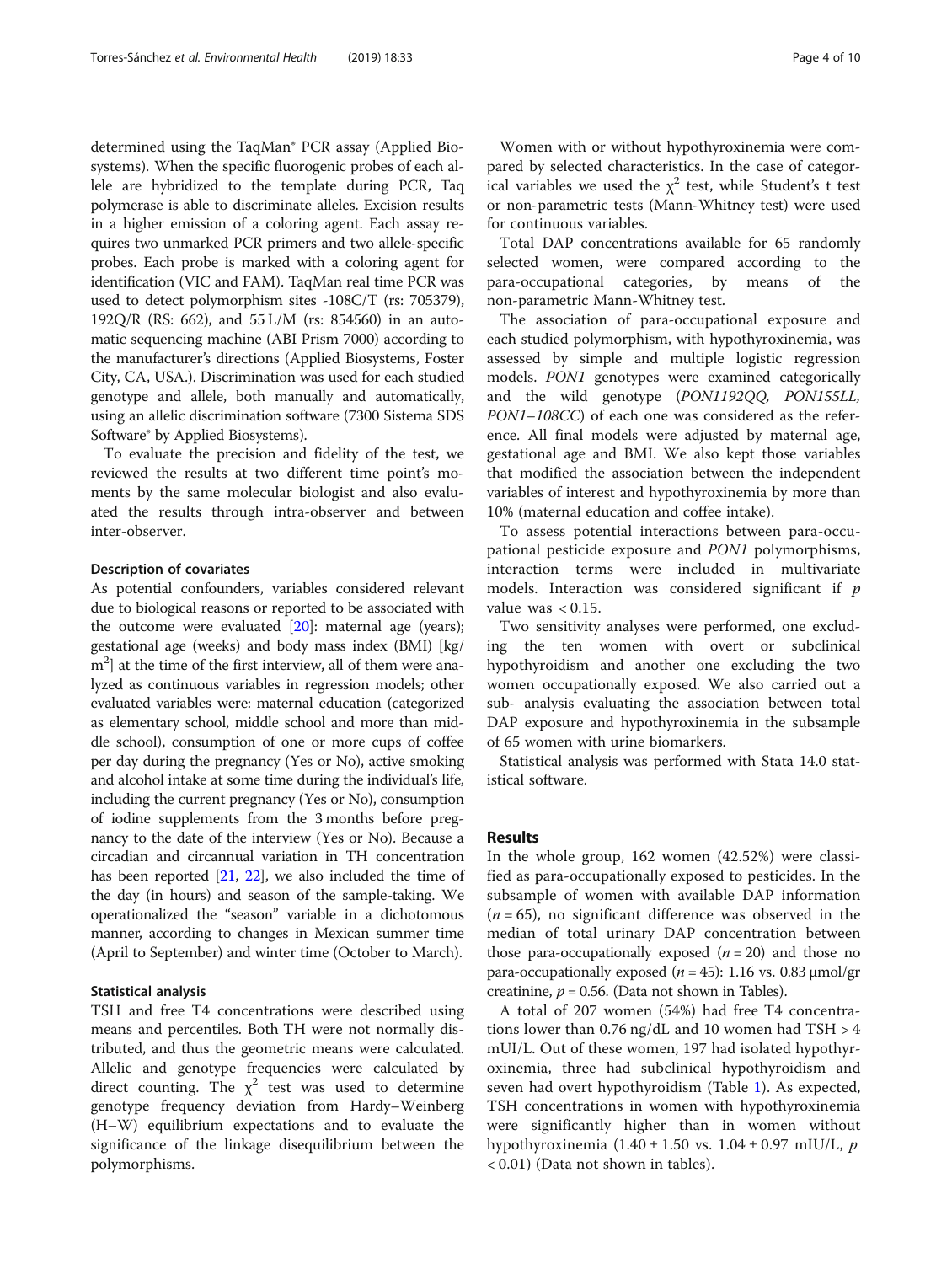determined using the TaqMan® PCR assay (Applied Biosystems). When the specific fluorogenic probes of each allele are hybridized to the template during PCR, Taq polymerase is able to discriminate alleles. Excision results in a higher emission of a coloring agent. Each assay requires two unmarked PCR primers and two allele-specific probes. Each probe is marked with a coloring agent for identification (VIC and FAM). TaqMan real time PCR was used to detect polymorphism sites -108C/T (rs: 705379), 192Q/R (RS: 662), and 55 L/M (rs: 854560) in an automatic sequencing machine (ABI Prism 7000) according to the manufacturer's directions (Applied Biosystems, Foster City, CA, USA.). Discrimination was used for each studied genotype and allele, both manually and automatically, using an allelic discrimination software (7300 Sistema SDS Software® by Applied Biosystems).

To evaluate the precision and fidelity of the test, we reviewed the results at two different time point's moments by the same molecular biologist and also evaluated the results through intra-observer and between inter-observer.

#### Description of covariates

As potential confounders, variables considered relevant due to biological reasons or reported to be associated with the outcome were evaluated [20]: maternal age (years); gestational age (weeks) and body mass index (BMI) [kg/m$^2$] at the time of the first interview, all of them were analyzed as continuous variables in regression models; other evaluated variables were: maternal education (categorized as elementary school, middle school and more than middle school), consumption of one or more cups of coffee per day during the pregnancy (Yes or No), active smoking and alcohol intake at some time during the individual's life, including the current pregnancy (Yes or No), consumption of iodine supplements from the 3 months before pregnancy to the date of the interview (Yes or No). Because a circadian and circannual variation in TH concentration has been reported [21, 22], we also included the time of the day (in hours) and season of the sample-taking. We operationalized the "season" variable in a dichotomous manner, according to changes in Mexican summer time (April to September) and winter time (October to March).

#### Statistical analysis

TSH and free T4 concentrations were described using means and percentiles. Both TH were not normally distributed, and thus the geometric means were calculated. Allelic and genotype frequencies were calculated by direct counting. The $\chi^2$ test was used to determine genotype frequency deviation from Hardy–Weinberg (H–W) equilibrium expectations and to evaluate the significance of the linkage disequilibrium between the polymorphisms.

Women with or without hypothyroxinemia were compared by selected characteristics. In the case of categorical variables we used the $\chi^2$ test, while Student's t test or non-parametric tests (Mann-Whitney test) were used for continuous variables.

Total DAP concentrations available for 65 randomly selected women, were compared according to the para-occupational categories, by means of the non-parametric Mann-Whitney test.

The association of para-occupational exposure and each studied polymorphism, with hypothyroxinemia, was assessed by simple and multiple logistic regression models. *PON1* genotypes were examined categorically and the wild genotype (*PON1192QQ, PON155LL, PON1–108CC*) of each one was considered as the reference. All final models were adjusted by maternal age, gestational age and BMI. We also kept those variables that modified the association between the independent variables of interest and hypothyroxinemia by more than 10% (maternal education and coffee intake).

To assess potential interactions between para-occupational pesticide exposure and *PON1* polymorphisms, interaction terms were included in multivariate models. Interaction was considered significant if $p$ value was $< 0.15$.

Two sensitivity analyses were performed, one excluding the ten women with overt or subclinical hypothyroidism and another one excluding the two women occupationally exposed. We also carried out a sub- analysis evaluating the association between total DAP exposure and hypothyroxinemia in the subsample of 65 women with urine biomarkers.

Statistical analysis was performed with Stata 14.0 statistical software.

## Results

In the whole group, 162 women (42.52%) were classified as para-occupationally exposed to pesticides. In the subsample of women with available DAP information ($n = 65$), no significant difference was observed in the median of total urinary DAP concentration between those para-occupationally exposed ($n = 20$) and those no para-occupationally exposed ($n = 45$): 1.16 vs. 0.83 μmol/gr creatinine, $p = 0.56$. (Data not shown in Tables).

A total of 207 women (54%) had free T4 concentrations lower than 0.76 ng/dL and 10 women had TSH > 4 mUI/L. Out of these women, 197 had isolated hypothyroxinemia, three had subclinical hypothyroidism and seven had overt hypothyroidism (Table 1). As expected, TSH concentrations in women with hypothyroxinemia were significantly higher than in women without hypothyroxinemia ($1.40 \pm 1.50$ vs. $1.04 \pm 0.97$ mIU/L, $p < 0.01$) (Data not shown in tables).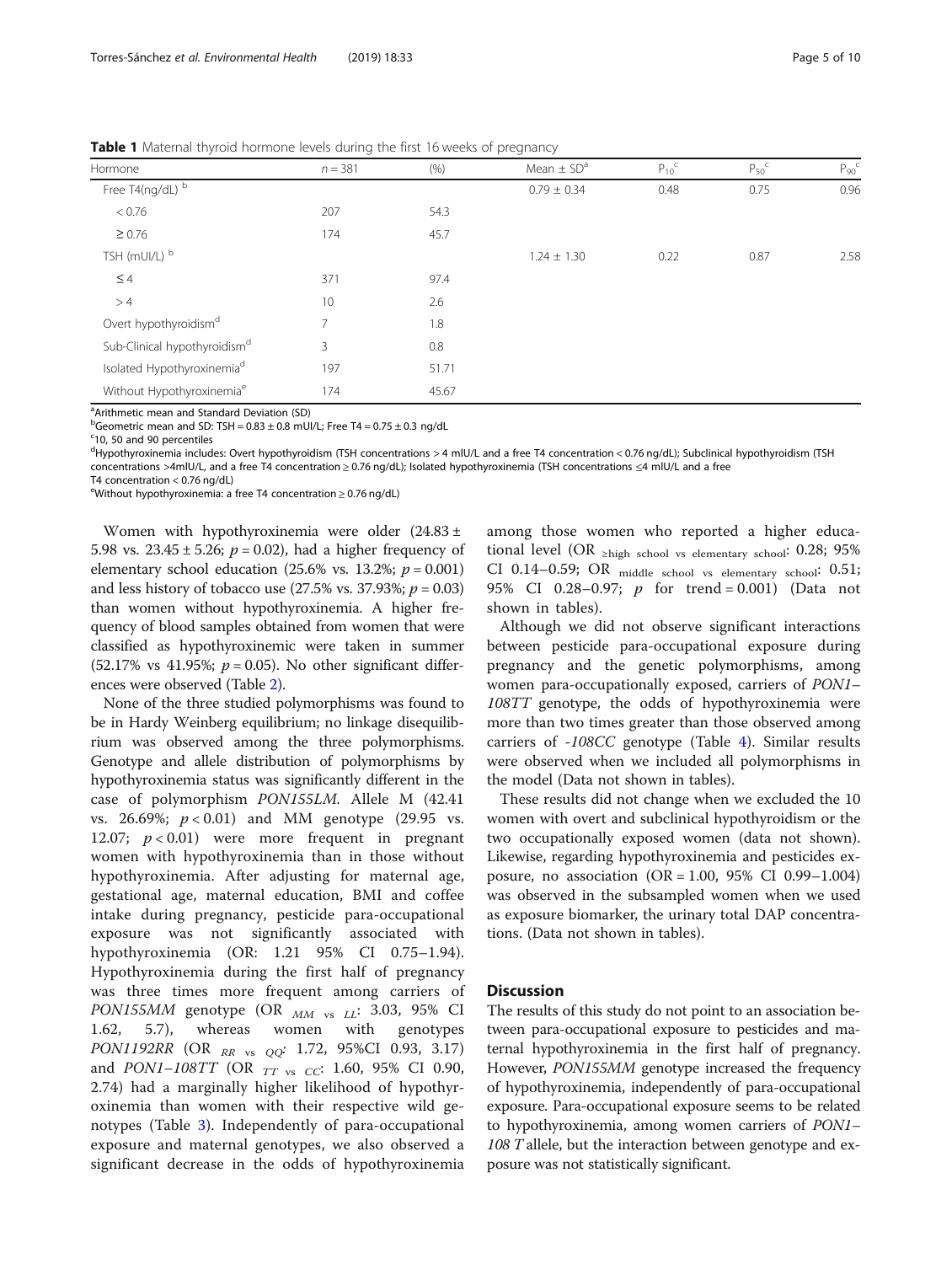**Table 1** Maternal thyroid hormone levels during the first 16 weeks of pregnancy

| Hormone | n = 381 | (%) | Mean ± SD[a] | $P_{10}$[c] | $P_{50}$[c] | $P_{90}$[c] |
|---|---|---|---|---|---|---|
| Free T4(ng/dL) [b] | | | 0.79 ± 0.34 | 0.48 | 0.75 | 0.96 |
| < 0.76 | 207 | 54.3 | | | | |
| ≥ 0.76 | 174 | 45.7 | | | | |
| TSH (mUI/L) [b] | | | 1.24 ± 1.30 | 0.22 | 0.87 | 2.58 |
| ≤ 4 | 371 | 97.4 | | | | |
| > 4 | 10 | 2.6 | | | | |
| Overt hypothyroidism[d] | 7 | 1.8 | | | | |
| Sub-Clinical hypothyroidism[d] | 3 | 0.8 | | | | |
| Isolated Hypothyroxinemia[d] | 197 | 51.71 | | | | |
| Without Hypothyroxinemia[e] | 174 | 45.67 | | | | |

[a]Arithmetic mean and Standard Deviation (SD)
[b]Geometric mean and SD: TSH = 0.83 ± 0.8 mUI/L; Free T4 = 0.75 ± 0.3 ng/dL
[c]10, 50 and 90 percentiles
[d]Hypothyroxinemia includes: Overt hypothyroidism (TSH concentrations > 4 mIU/L and a free T4 concentration < 0.76 ng/dL); Subclinical hypothyroidism (TSH concentrations >4mlU/L, and a free T4 concentration ≥ 0.76 ng/dL); Isolated hypothyroxinemia (TSH concentrations ≤4 mIU/L and a free T4 concentration < 0.76 ng/dL)
[e]Without hypothyroxinemia: a free T4 concentration ≥ 0.76 ng/dL)

Women with hypothyroxinemia were older (24.83 ± 5.98 vs. 23.45 ± 5.26; $p = 0.02$), had a higher frequency of elementary school education (25.6% vs. 13.2%; $p = 0.001$) and less history of tobacco use (27.5% vs. 37.93%; $p = 0.03$) than women without hypothyroxinemia. A higher frequency of blood samples obtained from women that were classified as hypothyroxinemic were taken in summer (52.17% vs 41.95%; $p = 0.05$). No other significant differences were observed (Table 2).

None of the three studied polymorphisms was found to be in Hardy Weinberg equilibrium; no linkage disequilibrium was observed among the three polymorphisms. Genotype and allele distribution of polymorphisms by hypothyroxinemia status was significantly different in the case of polymorphism *PON155LM*. Allele M (42.41 vs. 26.69%; $p < 0.01$) and MM genotype (29.95 vs. 12.07; $p < 0.01$) were more frequent in pregnant women with hypothyroxinemia than in those without hypothyroxinemia. After adjusting for maternal age, gestational age, maternal education, BMI and coffee intake during pregnancy, pesticide para-occupational exposure was not significantly associated with hypothyroxinemia (OR: 1.21 95% CI 0.75–1.94). Hypothyroxinemia during the first half of pregnancy was three times more frequent among carriers of *PON155MM* genotype ($OR_{MM\ vs\ LL}$: 3.03, 95% CI 1.62, 5.7), whereas women with genotypes *PON1192RR* ($OR_{RR\ vs\ QQ}$: 1.72, 95%CI 0.93, 3.17) and *PON1–108TT* ($OR_{TT\ vs\ CC}$: 1.60, 95% CI 0.90, 2.74) had a marginally higher likelihood of hypothyroxinemia than women with their respective wild genotypes (Table 3). Independently of para-occupational exposure and maternal genotypes, we also observed a significant decrease in the odds of hypothyroxinemia among those women who reported a higher educational level ($OR_{\geq high\ school\ vs\ elementary\ school}$: 0.28; 95% CI 0.14–0.59; $OR_{middle\ school\ vs\ elementary\ school}$: 0.51; 95% CI 0.28–0.97; $p$ for trend = 0.001) (Data not shown in tables).

Although we did not observe significant interactions between pesticide para-occupational exposure during pregnancy and the genetic polymorphisms, among women para-occupationally exposed, carriers of *PON1–108TT* genotype, the odds of hypothyroxinemia were more than two times greater than those observed among carriers of *-108CC* genotype (Table 4). Similar results were observed when we included all polymorphisms in the model (Data not shown in tables).

These results did not change when we excluded the 10 women with overt and subclinical hypothyroidism or the two occupationally exposed women (data not shown). Likewise, regarding hypothyroxinemia and pesticides exposure, no association (OR = 1.00, 95% CI 0.99–1.004) was observed in the subsampled women when we used as exposure biomarker, the urinary total DAP concentrations. (Data not shown in tables).

## Discussion

The results of this study do not point to an association between para-occupational exposure to pesticides and maternal hypothyroxinemia in the first half of pregnancy. However, *PON155MM* genotype increased the frequency of hypothyroxinemia, independently of para-occupational exposure. Para-occupational exposure seems to be related to hypothyroxinemia, among women carriers of *PON1–108 T* allele, but the interaction between genotype and exposure was not statistically significant.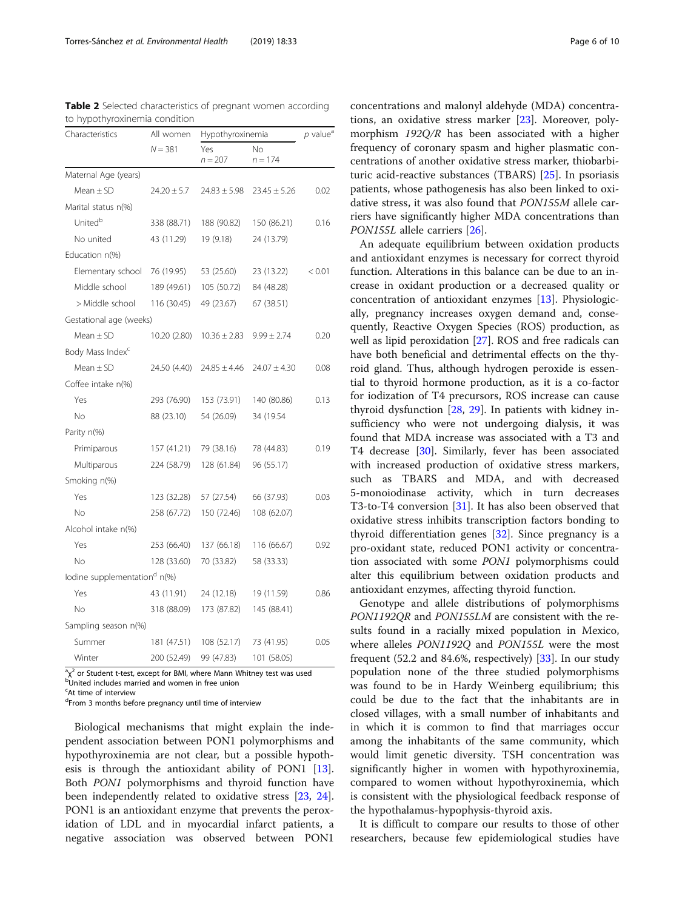**Table 2** Selected characteristics of pregnant women according to hypothyroxinemia condition

| Characteristics | All women | Hypothyroxinemia | | p value[a] |
|---|---|---|---|---|
| | N = 381 | Yes n = 207 | No n = 174 | |
| Maternal Age (years) | | | | |
| Mean ± SD | 24.20 ± 5.7 | 24.83 ± 5.98 | 23.45 ± 5.26 | 0.02 |
| Marital status n(%) | | | | |
| United[b] | 338 (88.71) | 188 (90.82) | 150 (86.21) | 0.16 |
| No united | 43 (11.29) | 19 (9.18) | 24 (13.79) | |
| Education n(%) | | | | |
| Elementary school | 76 (19.95) | 53 (25.60) | 23 (13.22) | < 0.01 |
| Middle school | 189 (49.61) | 105 (50.72) | 84 (48.28) | |
| > Middle school | 116 (30.45) | 49 (23.67) | 67 (38.51) | |
| Gestational age (weeks) | | | | |
| Mean ± SD | 10.20 (2.80) | 10.36 ± 2.83 | 9.99 ± 2.74 | 0.20 |
| Body Mass Index[c] | | | | |
| Mean ± SD | 24.50 (4.40) | 24.85 ± 4.46 | 24.07 ± 4.30 | 0.08 |
| Coffee intake n(%) | | | | |
| Yes | 293 (76.90) | 153 (73.91) | 140 (80.86) | 0.13 |
| No | 88 (23.10) | 54 (26.09) | 34 (19.54 | |
| Parity n(%) | | | | |
| Primiparous | 157 (41.21) | 79 (38.16) | 78 (44.83) | 0.19 |
| Multiparous | 224 (58.79) | 128 (61.84) | 96 (55.17) | |
| Smoking n(%) | | | | |
| Yes | 123 (32.28) | 57 (27.54) | 66 (37.93) | 0.03 |
| No | 258 (67.72) | 150 (72.46) | 108 (62.07) | |
| Alcohol intake n(%) | | | | |
| Yes | 253 (66.40) | 137 (66.18) | 116 (66.67) | 0.92 |
| No | 128 (33.60) | 70 (33.82) | 58 (33.33) | |
| Iodine supplementation[d] n(%) | | | | |
| Yes | 43 (11.91) | 24 (12.18) | 19 (11.59) | 0.86 |
| No | 318 (88.09) | 173 (87.82) | 145 (88.41) | |
| Sampling season n(%) | | | | |
| Summer | 181 (47.51) | 108 (52.17) | 73 (41.95) | 0.05 |
| Winter | 200 (52.49) | 99 (47.83) | 101 (58.05) | |

[a]$\chi^2$ or Student t-test, except for BMI, where Mann Whitney test was used
[b]United includes married and women in free union
[c]At time of interview
[d]From 3 months before pregnancy until time of interview

Biological mechanisms that might explain the independent association between PON1 polymorphisms and hypothyroxinemia are not clear, but a possible hypothesis is through the antioxidant ability of PON1 [13]. Both *PON1* polymorphisms and thyroid function have been independently related to oxidative stress [23, 24]. PON1 is an antioxidant enzyme that prevents the peroxidation of LDL and in myocardial infarct patients, a negative association was observed between PON1 concentrations and malonyl aldehyde (MDA) concentrations, an oxidative stress marker [23]. Moreover, polymorphism *192Q/R* has been associated with a higher frequency of coronary spasm and higher plasmatic concentrations of another oxidative stress marker, thiobarbituric acid-reactive substances (TBARS) [25]. In psoriasis patients, whose pathogenesis has also been linked to oxidative stress, it was also found that *PON155M* allele carriers have significantly higher MDA concentrations than *PON155L* allele carriers [26].

An adequate equilibrium between oxidation products and antioxidant enzymes is necessary for correct thyroid function. Alterations in this balance can be due to an increase in oxidant production or a decreased quality or concentration of antioxidant enzymes [13]. Physiologically, pregnancy increases oxygen demand and, consequently, Reactive Oxygen Species (ROS) production, as well as lipid peroxidation [27]. ROS and free radicals can have both beneficial and detrimental effects on the thyroid gland. Thus, although hydrogen peroxide is essential to thyroid hormone production, as it is a co-factor for iodization of T4 precursors, ROS increase can cause thyroid dysfunction [28, 29]. In patients with kidney insufficiency who were not undergoing dialysis, it was found that MDA increase was associated with a T3 and T4 decrease [30]. Similarly, fever has been associated with increased production of oxidative stress markers, such as TBARS and MDA, and with decreased 5-monoiodinase activity, which in turn decreases T3-to-T4 conversion [31]. It has also been observed that oxidative stress inhibits transcription factors bonding to thyroid differentiation genes [32]. Since pregnancy is a pro-oxidant state, reduced PON1 activity or concentration associated with some *PON1* polymorphisms could alter this equilibrium between oxidation products and antioxidant enzymes, affecting thyroid function.

Genotype and allele distributions of polymorphisms *PON1192QR* and *PON155LM* are consistent with the results found in a racially mixed population in Mexico, where alleles *PON1192Q* and *PON155L* were the most frequent (52.2 and 84.6%, respectively) [33]. In our study population none of the three studied polymorphisms was found to be in Hardy Weinberg equilibrium; this could be due to the fact that the inhabitants are in closed villages, with a small number of inhabitants and in which it is common to find that marriages occur among the inhabitants of the same community, which would limit genetic diversity. TSH concentration was significantly higher in women with hypothyroxinemia, compared to women without hypothyroxinemia, which is consistent with the physiological feedback response of the hypothalamus-hypophysis-thyroid axis.

It is difficult to compare our results to those of other researchers, because few epidemiological studies have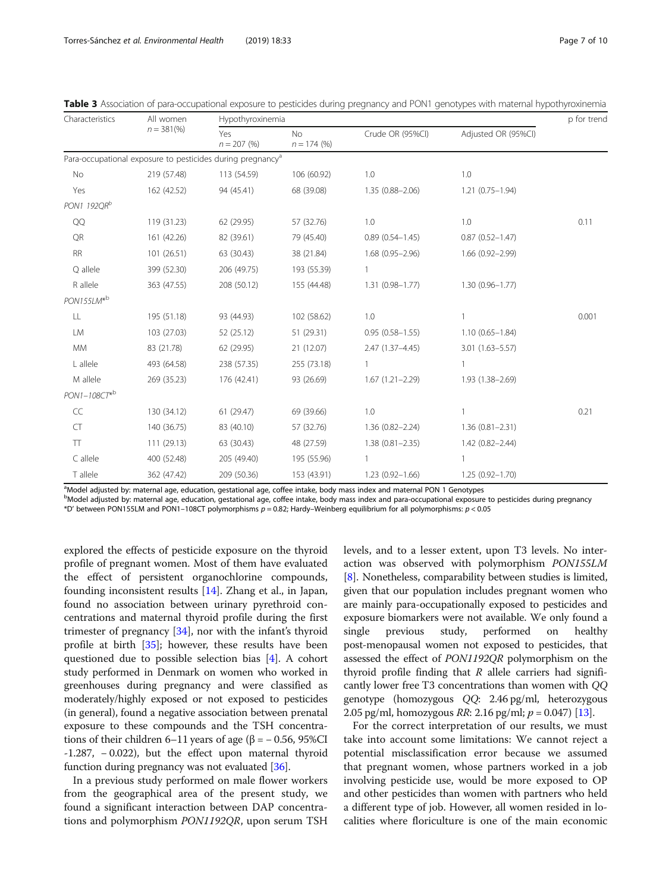**Table 3** Association of para-occupational exposure to pesticides during pregnancy and PON1 genotypes with maternal hypothyroxinemia

| Characteristics | All women $n = 381$(%) | Hypothyroxinemia | | | | p for trend |
|---|---|---|---|---|---|---|
| | | Yes $n = 207$ (%) | No $n = 174$ (%) | Crude OR (95%CI) | Adjusted OR (95%CI) | |
| Para-occupational exposure to pesticides during pregnancy[a] | | | | | | |
| No | 219 (57.48) | 113 (54.59) | 106 (60.92) | 1.0 | 1.0 | |
| Yes | 162 (42.52) | 94 (45.41) | 68 (39.08) | 1.35 (0.88–2.06) | 1.21 (0.75–1.94) | |
| *PON1 192QR*[b] | | | | | | |
| QQ | 119 (31.23) | 62 (29.95) | 57 (32.76) | 1.0 | 1.0 | 0.11 |
| QR | 161 (42.26) | 82 (39.61) | 79 (45.40) | 0.89 (0.54–1.45) | 0.87 (0.52–1.47) | |
| RR | 101 (26.51) | 63 (30.43) | 38 (21.84) | 1.68 (0.95–2.96) | 1.66 (0.92–2.99) | |
| Q allele | 399 (52.30) | 206 (49.75) | 193 (55.39) | 1 | | |
| R allele | 363 (47.55) | 208 (50.12) | 155 (44.48) | 1.31 (0.98–1.77) | 1.30 (0.96–1.77) | |
| *PON155LM**[b] | | | | | | |
| LL | 195 (51.18) | 93 (44.93) | 102 (58.62) | 1.0 | 1 | 0.001 |
| LM | 103 (27.03) | 52 (25.12) | 51 (29.31) | 0.95 (0.58–1.55) | 1.10 (0.65–1.84) | |
| MM | 83 (21.78) | 62 (29.95) | 21 (12.07) | 2.47 (1.37–4.45) | 3.01 (1.63–5.57) | |
| L allele | 493 (64.58) | 238 (57.35) | 255 (73.18) | 1 | 1 | |
| M allele | 269 (35.23) | 176 (42.41) | 93 (26.69) | 1.67 (1.21–2.29) | 1.93 (1.38–2.69) | |
| *PON1–108CT**[b] | | | | | | |
| CC | 130 (34.12) | 61 (29.47) | 69 (39.66) | 1.0 | 1 | 0.21 |
| CT | 140 (36.75) | 83 (40.10) | 57 (32.76) | 1.36 (0.82–2.24) | 1.36 (0.81–2.31) | |
| TT | 111 (29.13) | 63 (30.43) | 48 (27.59) | 1.38 (0.81–2.35) | 1.42 (0.82–2.44) | |
| C allele | 400 (52.48) | 205 (49.40) | 195 (55.96) | 1 | 1 | |
| T allele | 362 (47.42) | 209 (50.36) | 153 (43.91) | 1.23 (0.92–1.66) | 1.25 (0.92–1.70) | |

[a]Model adjusted by: maternal age, education, gestational age, coffee intake, body mass index and maternal PON 1 Genotypes
[b]Model adjusted by: maternal age, education, gestational age, coffee intake, body mass index and para-occupational exposure to pesticides during pregnancy
*D' between PON155LM and PON1–108CT polymorphisms $p = 0.82$; Hardy–Weinberg equilibrium for all polymorphisms: $p < 0.05$

explored the effects of pesticide exposure on the thyroid profile of pregnant women. Most of them have evaluated the effect of persistent organochlorine compounds, founding inconsistent results [14]. Zhang et al., in Japan, found no association between urinary pyrethroid concentrations and maternal thyroid profile during the first trimester of pregnancy [34], nor with the infant's thyroid profile at birth [35]; however, these results have been questioned due to possible selection bias [4]. A cohort study performed in Denmark on women who worked in greenhouses during pregnancy and were classified as moderately/highly exposed or not exposed to pesticides (in general), found a negative association between prenatal exposure to these compounds and the TSH concentrations of their children 6–11 years of age (β = − 0.56, 95%CI -1.287, − 0.022), but the effect upon maternal thyroid function during pregnancy was not evaluated [36].

In a previous study performed on male flower workers from the geographical area of the present study, we found a significant interaction between DAP concentrations and polymorphism *PON1192QR*, upon serum TSH levels, and to a lesser extent, upon T3 levels. No interaction was observed with polymorphism *PON155LM* [8]. Nonetheless, comparability between studies is limited, given that our population includes pregnant women who are mainly para-occupationally exposed to pesticides and exposure biomarkers were not available. We only found a single previous study, performed on healthy post-menopausal women not exposed to pesticides, that assessed the effect of *PON1192QR* polymorphism on the thyroid profile finding that *R* allele carriers had significantly lower free T3 concentrations than women with *QQ* genotype (homozygous *QQ*: 2.46 pg/ml, heterozygous 2.05 pg/ml, homozygous *RR*: 2.16 pg/ml; $p = 0.047$) [13].

For the correct interpretation of our results, we must take into account some limitations: We cannot reject a potential misclassification error because we assumed that pregnant women, whose partners worked in a job involving pesticide use, would be more exposed to OP and other pesticides than women with partners who held a different type of job. However, all women resided in localities where floriculture is one of the main economic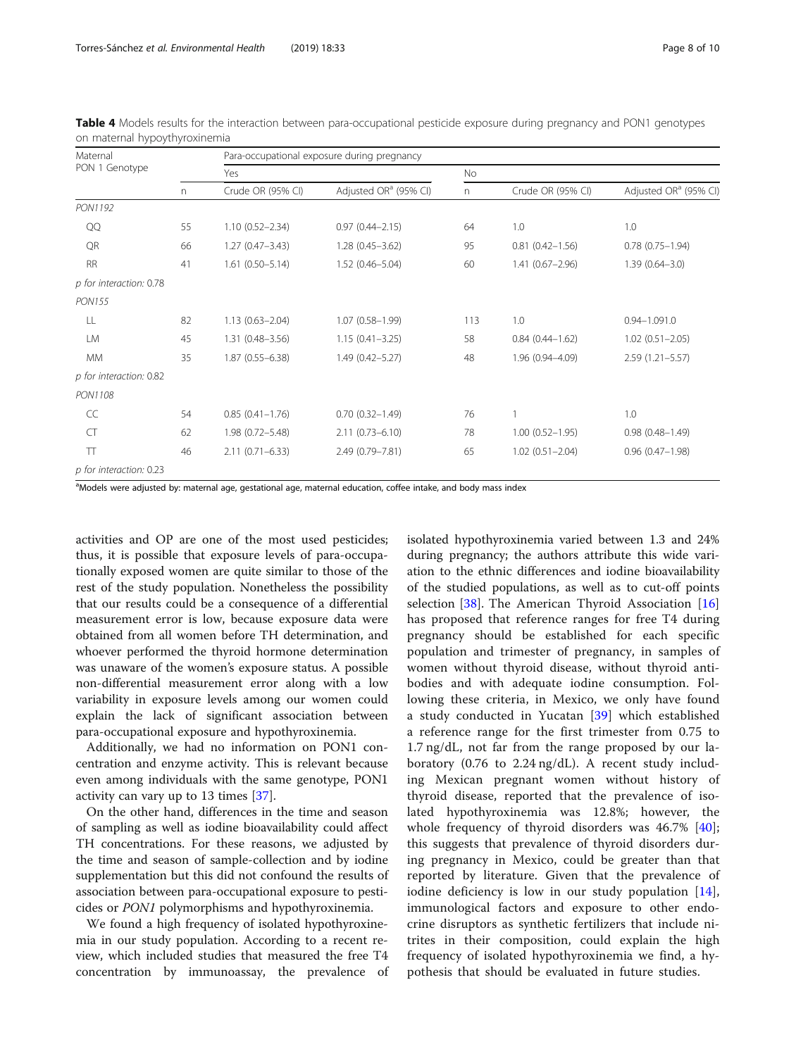**Table 4** Models results for the interaction between para-occupational pesticide exposure during pregnancy and PON1 genotypes on maternal hypothyroxinemia

| Maternal PON 1 Genotype | Para-occupational exposure during pregnancy | | | | | |
|---|---|---|---|---|---|---|
| | Yes | | | No | | |
| | n | Crude OR (95% CI) | Adjusted OR[a] (95% CI) | n | Crude OR (95% CI) | Adjusted OR[a] (95% CI) |
| *PON1192* | | | | | | |
| QQ | 55 | 1.10 (0.52–2.34) | 0.97 (0.44–2.15) | 64 | 1.0 | 1.0 |
| QR | 66 | 1.27 (0.47–3.43) | 1.28 (0.45–3.62) | 95 | 0.81 (0.42–1.56) | 0.78 (0.75–1.94) |
| RR | 41 | 1.61 (0.50–5.14) | 1.52 (0.46–5.04) | 60 | 1.41 (0.67–2.96) | 1.39 (0.64–3.0) |
| *p for interaction: 0.78* | | | | | | |
| *PON155* | | | | | | |
| LL | 82 | 1.13 (0.63–2.04) | 1.07 (0.58–1.99) | 113 | 1.0 | 0.94–1.091.0 |
| LM | 45 | 1.31 (0.48–3.56) | 1.15 (0.41–3.25) | 58 | 0.84 (0.44–1.62) | 1.02 (0.51–2.05) |
| MM | 35 | 1.87 (0.55–6.38) | 1.49 (0.42–5.27) | 48 | 1.96 (0.94–4.09) | 2.59 (1.21–5.57) |
| *p for interaction: 0.82* | | | | | | |
| *PON1108* | | | | | | |
| CC | 54 | 0.85 (0.41–1.76) | 0.70 (0.32–1.49) | 76 | 1 | 1.0 |
| CT | 62 | 1.98 (0.72–5.48) | 2.11 (0.73–6.10) | 78 | 1.00 (0.52–1.95) | 0.98 (0.48–1.49) |
| TT | 46 | 2.11 (0.71–6.33) | 2.49 (0.79–7.81) | 65 | 1.02 (0.51–2.04) | 0.96 (0.47–1.98) |
| *p for interaction: 0.23* | | | | | | |

[a]Models were adjusted by: maternal age, gestational age, maternal education, coffee intake, and body mass index

activities and OP are one of the most used pesticides; thus, it is possible that exposure levels of para-occupationally exposed women are quite similar to those of the rest of the study population. Nonetheless the possibility that our results could be a consequence of a differential measurement error is low, because exposure data were obtained from all women before TH determination, and whoever performed the thyroid hormone determination was unaware of the women's exposure status. A possible non-differential measurement error along with a low variability in exposure levels among our women could explain the lack of significant association between para-occupational exposure and hypothyroxinemia.

Additionally, we had no information on PON1 concentration and enzyme activity. This is relevant because even among individuals with the same genotype, PON1 activity can vary up to 13 times [37].

On the other hand, differences in the time and season of sampling as well as iodine bioavailability could affect TH concentrations. For these reasons, we adjusted by the time and season of sample-collection and by iodine supplementation but this did not confound the results of association between para-occupational exposure to pesticides or *PON1* polymorphisms and hypothyroxinemia.

We found a high frequency of isolated hypothyroxinemia in our study population. According to a recent review, which included studies that measured the free T4 concentration by immunoassay, the prevalence of isolated hypothyroxinemia varied between 1.3 and 24% during pregnancy; the authors attribute this wide variation to the ethnic differences and iodine bioavailability of the studied populations, as well as to cut-off points selection [38]. The American Thyroid Association [16] has proposed that reference ranges for free T4 during pregnancy should be established for each specific population and trimester of pregnancy, in samples of women without thyroid disease, without thyroid antibodies and with adequate iodine consumption. Following these criteria, in Mexico, we only have found a study conducted in Yucatan [39] which established a reference range for the first trimester from 0.75 to 1.7 ng/dL, not far from the range proposed by our laboratory (0.76 to 2.24 ng/dL). A recent study including Mexican pregnant women without history of thyroid disease, reported that the prevalence of isolated hypothyroxinemia was 12.8%; however, the whole frequency of thyroid disorders was 46.7% [40]; this suggests that prevalence of thyroid disorders during pregnancy in Mexico, could be greater than that reported by literature. Given that the prevalence of iodine deficiency is low in our study population [14], immunological factors and exposure to other endocrine disruptors as synthetic fertilizers that include nitrites in their composition, could explain the high frequency of isolated hypothyroxinemia we find, a hypothesis that should be evaluated in future studies.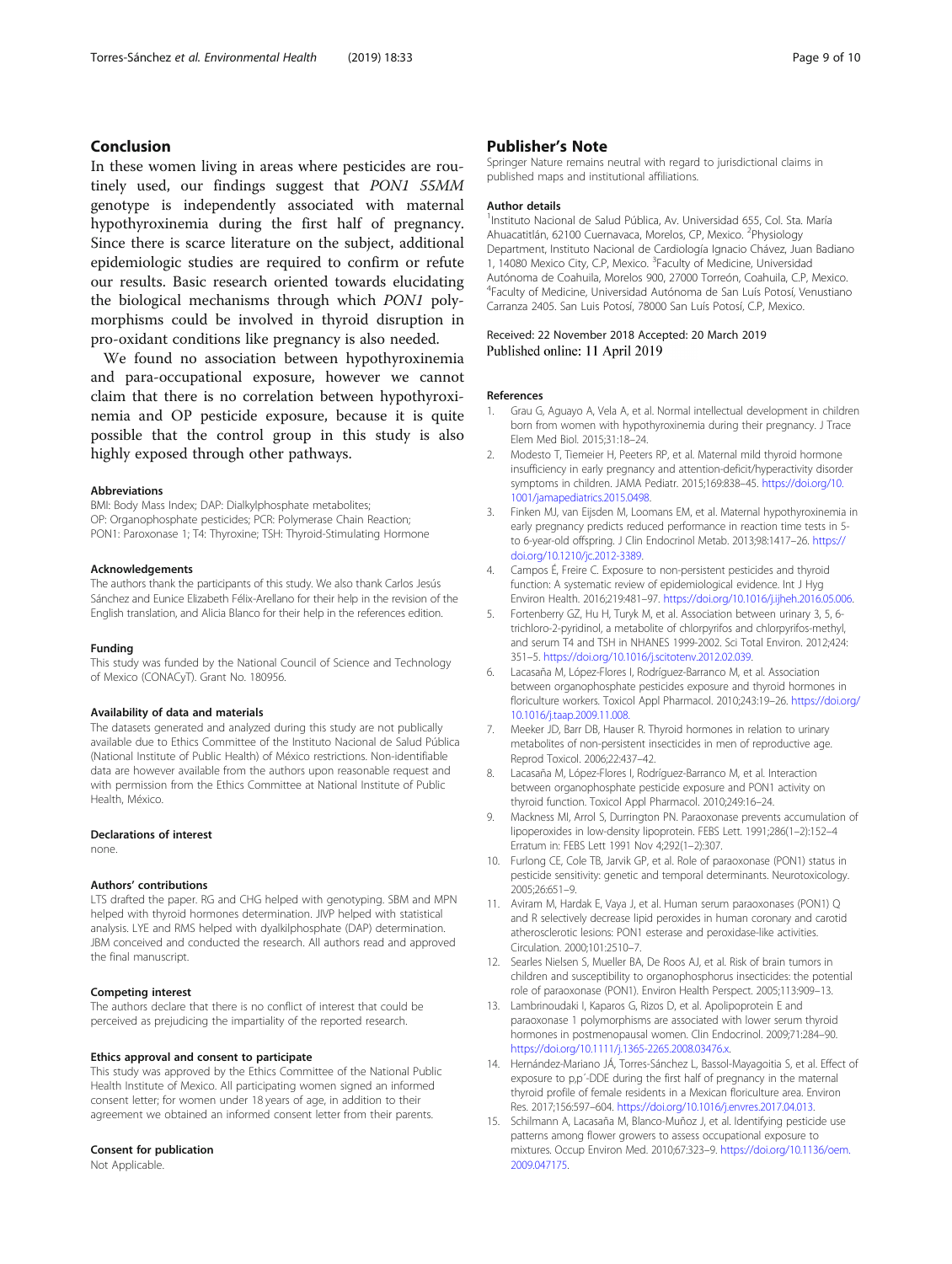## Conclusion

In these women living in areas where pesticides are routinely used, our findings suggest that *PON1 55MM* genotype is independently associated with maternal hypothyroxinemia during the first half of pregnancy. Since there is scarce literature on the subject, additional epidemiologic studies are required to confirm or refute our results. Basic research oriented towards elucidating the biological mechanisms through which *PON1* polymorphisms could be involved in thyroid disruption in pro-oxidant conditions like pregnancy is also needed.

We found no association between hypothyroxinemia and para-occupational exposure, however we cannot claim that there is no correlation between hypothyroxinemia and OP pesticide exposure, because it is quite possible that the control group in this study is also highly exposed through other pathways.

#### Abbreviations

BMI: Body Mass Index; DAP: Dialkylphosphate metabolites; OP: Organophosphate pesticides; PCR: Polymerase Chain Reaction; PON1: Paroxonase 1; T4: Thyroxine; TSH: Thyroid-Stimulating Hormone

#### Acknowledgements

The authors thank the participants of this study. We also thank Carlos Jesús Sánchez and Eunice Elizabeth Félix-Arellano for their help in the revision of the English translation, and Alicia Blanco for their help in the references edition.

#### Funding

This study was funded by the National Council of Science and Technology of Mexico (CONACyT). Grant No. 180956.

#### Availability of data and materials

The datasets generated and analyzed during this study are not publically available due to Ethics Committee of the Instituto Nacional de Salud Pública (National Institute of Public Health) of México restrictions. Non-identifiable data are however available from the authors upon reasonable request and with permission from the Ethics Committee at National Institute of Public Health, México.

#### Declarations of interest

none.

#### Authors' contributions

LTS drafted the paper. RG and CHG helped with genotyping. SBM and MPN helped with thyroid hormones determination. JIVP helped with statistical analysis. LYE and RMS helped with dyalkilphosphate (DAP) determination. JBM conceived and conducted the research. All authors read and approved the final manuscript.

#### Competing interest

The authors declare that there is no conflict of interest that could be perceived as prejudicing the impartiality of the reported research.

#### Ethics approval and consent to participate

This study was approved by the Ethics Committee of the National Public Health Institute of Mexico. All participating women signed an informed consent letter; for women under 18 years of age, in addition to their agreement we obtained an informed consent letter from their parents.

#### Consent for publication

Not Applicable.

## Publisher's Note

Springer Nature remains neutral with regard to jurisdictional claims in published maps and institutional affiliations.

#### Author details

[1]Instituto Nacional de Salud Pública, Av. Universidad 655, Col. Sta. María Ahuacatitlán, 62100 Cuernavaca, Morelos, CP, Mexico. [2]Physiology Department, Instituto Nacional de Cardiología Ignacio Chávez, Juan Badiano 1, 14080 Mexico City, C.P, Mexico. [3]Faculty of Medicine, Universidad Autónoma de Coahuila, Morelos 900, 27000 Torreón, Coahuila, C.P, Mexico. [4]Faculty of Medicine, Universidad Autónoma de San Luís Potosí, Venustiano Carranza 2405. San Luis Potosí, 78000 San Luís Potosí, C.P, Mexico.

Received: 22 November 2018 Accepted: 20 March 2019
Published online: 11 April 2019

#### References

1. Grau G, Aguayo A, Vela A, et al. Normal intellectual development in children born from women with hypothyroxinemia during their pregnancy. J Trace Elem Med Biol. 2015;31:18–24.
2. Modesto T, Tiemeier H, Peeters RP, et al. Maternal mild thyroid hormone insufficiency in early pregnancy and attention-deficit/hyperactivity disorder symptoms in children. JAMA Pediatr. 2015;169:838–45. https://doi.org/10.1001/jamapediatrics.2015.0498.
3. Finken MJ, van Eijsden M, Loomans EM, et al. Maternal hypothyroxinemia in early pregnancy predicts reduced performance in reaction time tests in 5- to 6-year-old offspring. J Clin Endocrinol Metab. 2013;98:1417–26. https://doi.org/10.1210/jc.2012-3389.
4. Campos É, Freire C. Exposure to non-persistent pesticides and thyroid function: A systematic review of epidemiological evidence. Int J Hyg Environ Health. 2016;219:481–97. https://doi.org/10.1016/j.ijheh.2016.05.006.
5. Fortenberry GZ, Hu H, Turyk M, et al. Association between urinary 3, 5, 6-trichloro-2-pyridinol, a metabolite of chlorpyrifos and chlorpyrifos-methyl, and serum T4 and TSH in NHANES 1999-2002. Sci Total Environ. 2012;424:351–5. https://doi.org/10.1016/j.scitotenv.2012.02.039.
6. Lacasaña M, López-Flores I, Rodríguez-Barranco M, et al. Association between organophosphate pesticides exposure and thyroid hormones in floriculture workers. Toxicol Appl Pharmacol. 2010;243:19–26. https://doi.org/10.1016/j.taap.2009.11.008.
7. Meeker JD, Barr DB, Hauser R. Thyroid hormones in relation to urinary metabolites of non-persistent insecticides in men of reproductive age. Reprod Toxicol. 2006;22:437–42.
8. Lacasaña M, López-Flores I, Rodríguez-Barranco M, et al. Interaction between organophosphate pesticide exposure and PON1 activity on thyroid function. Toxicol Appl Pharmacol. 2010;249:16–24.
9. Mackness MI, Arrol S, Durrington PN. Paraoxonase prevents accumulation of lipoperoxides in low-density lipoprotein. FEBS Lett. 1991;286(1–2):152–4 Erratum in: FEBS Lett 1991 Nov 4;292(1–2):307.
10. Furlong CE, Cole TB, Jarvik GP, et al. Role of paraoxonase (PON1) status in pesticide sensitivity: genetic and temporal determinants. Neurotoxicology. 2005;26:651–9.
11. Aviram M, Hardak E, Vaya J, et al. Human serum paraoxonases (PON1) Q and R selectively decrease lipid peroxides in human coronary and carotid atherosclerotic lesions: PON1 esterase and peroxidase-like activities. Circulation. 2000;101:2510–7.
12. Searles Nielsen S, Mueller BA, De Roos AJ, et al. Risk of brain tumors in children and susceptibility to organophosphorus insecticides: the potential role of paraoxonase (PON1). Environ Health Perspect. 2005;113:909–13.
13. Lambrinoudaki I, Kaparos G, Rizos D, et al. Apolipoprotein E and paraoxonase 1 polymorphisms are associated with lower serum thyroid hormones in postmenopausal women. Clin Endocrinol. 2009;71:284–90. https://doi.org/10.1111/j.1365-2265.2008.03476.x.
14. Hernández-Mariano JÁ, Torres-Sánchez L, Bassol-Mayagoitia S, et al. Effect of exposure to p,p´-DDE during the first half of pregnancy in the maternal thyroid profile of female residents in a Mexican floriculture area. Environ Res. 2017;156:597–604. https://doi.org/10.1016/j.envres.2017.04.013.
15. Schilmann A, Lacasaña M, Blanco-Muñoz J, et al. Identifying pesticide use patterns among flower growers to assess occupational exposure to mixtures. Occup Environ Med. 2010;67:323–9. https://doi.org/10.1136/oem.2009.047175.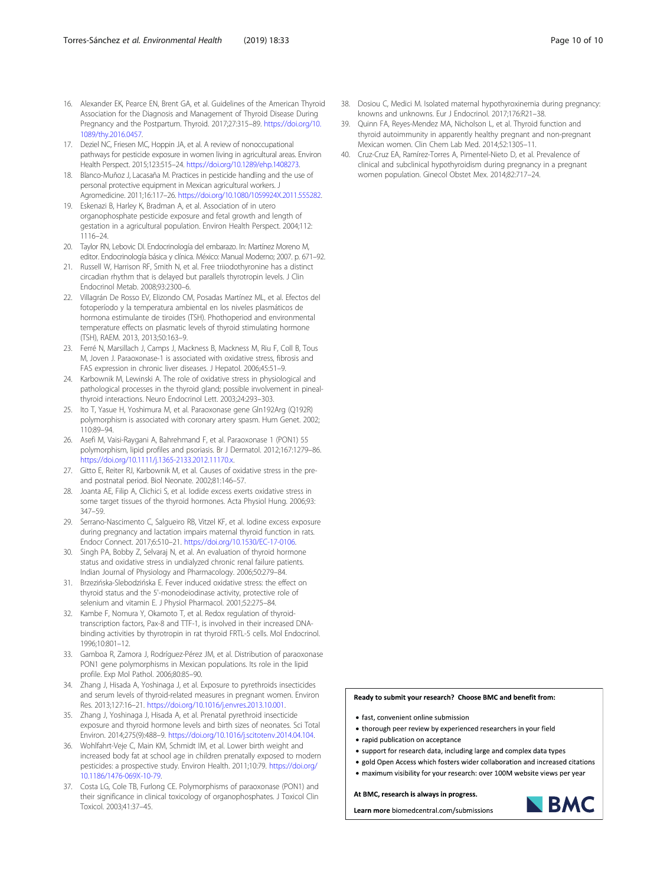16. Alexander EK, Pearce EN, Brent GA, et al. Guidelines of the American Thyroid Association for the Diagnosis and Management of Thyroid Disease During Pregnancy and the Postpartum. Thyroid. 2017;27:315–89. https://doi.org/10.1089/thy.2016.0457.
17. Deziel NC, Friesen MC, Hoppin JA, et al. A review of nonoccupational pathways for pesticide exposure in women living in agricultural areas. Environ Health Perspect. 2015;123:515–24. https://doi.org/10.1289/ehp.1408273.
18. Blanco-Muñoz J, Lacasaña M. Practices in pesticide handling and the use of personal protective equipment in Mexican agricultural workers. J Agromedicine. 2011;16:117–26. https://doi.org/10.1080/1059924X.2011.555282.
19. Eskenazi B, Harley K, Bradman A, et al. Association of in utero organophosphate pesticide exposure and fetal growth and length of gestation in a agricultural population. Environ Health Perspect. 2004;112: 1116–24.
20. Taylor RN, Lebovic DI. Endocrinología del embarazo. In: Martínez Moreno M, editor. Endocrinología básica y clínica. México: Manual Moderno; 2007. p. 671–92.
21. Russell W, Harrison RF, Smith N, et al. Free triiodothyronine has a distinct circadian rhythm that is delayed but parallels thyrotropin levels. J Clin Endocrinol Metab. 2008;93:2300–6.
22. Villagrán De Rosso EV, Elizondo CM, Posadas Martínez ML, et al. Efectos del fotoperíodo y la temperatura ambiental en los niveles plasmáticos de hormona estimulante de tiroides (TSH). Photoperiod and environmental temperature effects on plasmatic levels of thyroid stimulating hormone (TSH), RAEM. 2013, 2013;50:163–9.
23. Ferré N, Marsillach J, Camps J, Mackness B, Mackness M, Riu F, Coll B, Tous M, Joven J. Paraoxonase-1 is associated with oxidative stress, fibrosis and FAS expression in chronic liver diseases. J Hepatol. 2006;45:51–9.
24. Karbownik M, Lewinski A. The role of oxidative stress in physiological and pathological processes in the thyroid gland; possible involvement in pineal-thyroid interactions. Neuro Endocrinol Lett. 2003;24:293–303.
25. Ito T, Yasue H, Yoshimura M, et al. Paraoxonase gene Gln192Arg (Q192R) polymorphism is associated with coronary artery spasm. Hum Genet. 2002; 110:89–94.
26. Asefi M, Vaisi-Raygani A, Bahrehmand F, et al. Paraoxonase 1 (PON1) 55 polymorphism, lipid profiles and psoriasis. Br J Dermatol. 2012;167:1279–86. https://doi.org/10.1111/j.1365-2133.2012.11170.x.
27. Gitto E, Reiter RJ, Karbownik M, et al. Causes of oxidative stress in the pre- and postnatal period. Biol Neonate. 2002;81:146–57.
28. Joanta AE, Filip A, Clichici S, et al. Iodide excess exerts oxidative stress in some target tissues of the thyroid hormones. Acta Physiol Hung. 2006;93: 347–59.
29. Serrano-Nascimento C, Salgueiro RB, Vitzel KF, et al. Iodine excess exposure during pregnancy and lactation impairs maternal thyroid function in rats. Endocr Connect. 2017;6:510–21. https://doi.org/10.1530/EC-17-0106.
30. Singh PA, Bobby Z, Selvaraj N, et al. An evaluation of thyroid hormone status and oxidative stress in undialyzed chronic renal failure patients. Indian Journal of Physiology and Pharmacology. 2006;50:279–84.
31. Brzezińska-Slebodzińska E. Fever induced oxidative stress: the effect on thyroid status and the 5'-monodeiodinase activity, protective role of selenium and vitamin E. J Physiol Pharmacol. 2001;52:275–84.
32. Kambe F, Nomura Y, Okamoto T, et al. Redox regulation of thyroid-transcription factors, Pax-8 and TTF-1, is involved in their increased DNA-binding activities by thyrotropin in rat thyroid FRTL-5 cells. Mol Endocrinol. 1996;10:801–12.
33. Gamboa R, Zamora J, Rodríguez-Pérez JM, et al. Distribution of paraoxonase PON1 gene polymorphisms in Mexican populations. Its role in the lipid profile. Exp Mol Pathol. 2006;80:85–90.
34. Zhang J, Hisada A, Yoshinaga J, et al. Exposure to pyrethroids insecticides and serum levels of thyroid-related measures in pregnant women. Environ Res. 2013;127:16–21. https://doi.org/10.1016/j.envres.2013.10.001.
35. Zhang J, Yoshinaga J, Hisada A, et al. Prenatal pyrethroid insecticide exposure and thyroid hormone levels and birth sizes of neonates. Sci Total Environ. 2014;275(9):488–9. https://doi.org/10.1016/j.scitotenv.2014.04.104.
36. Wohlfahrt-Veje C, Main KM, Schmidt IM, et al. Lower birth weight and increased body fat at school age in children prenatally exposed to modern pesticides: a prospective study. Environ Health. 2011;10:79. https://doi.org/10.1186/1476-069X-10-79.
37. Costa LG, Cole TB, Furlong CE. Polymorphisms of paraoxonase (PON1) and their significance in clinical toxicology of organophosphates. J Toxicol Clin Toxicol. 2003;41:37–45.
38. Dosiou C, Medici M. Isolated maternal hypothyroxinemia during pregnancy: knowns and unknowns. Eur J Endocrinol. 2017;176:R21–38.
39. Quinn FA, Reyes-Mendez MA, Nicholson L, et al. Thyroid function and thyroid autoimmunity in apparently healthy pregnant and non-pregnant Mexican women. Clin Chem Lab Med. 2014;52:1305–11.
40. Cruz-Cruz EA, Ramírez-Torres A, Pimentel-Nieto D, et al. Prevalence of clinical and subclinical hypothyroidism during pregnancy in a pregnant women population. Ginecol Obstet Mex. 2014;82:717–24.

**Ready to submit your research? Choose BMC and benefit from:**

- fast, convenient online submission
- thorough peer review by experienced researchers in your field
- rapid publication on acceptance
- support for research data, including large and complex data types
- gold Open Access which fosters wider collaboration and increased citations
- maximum visibility for your research: over 100M website views per year

**At BMC, research is always in progress.**

**Learn more** biomedcentral.com/submissions